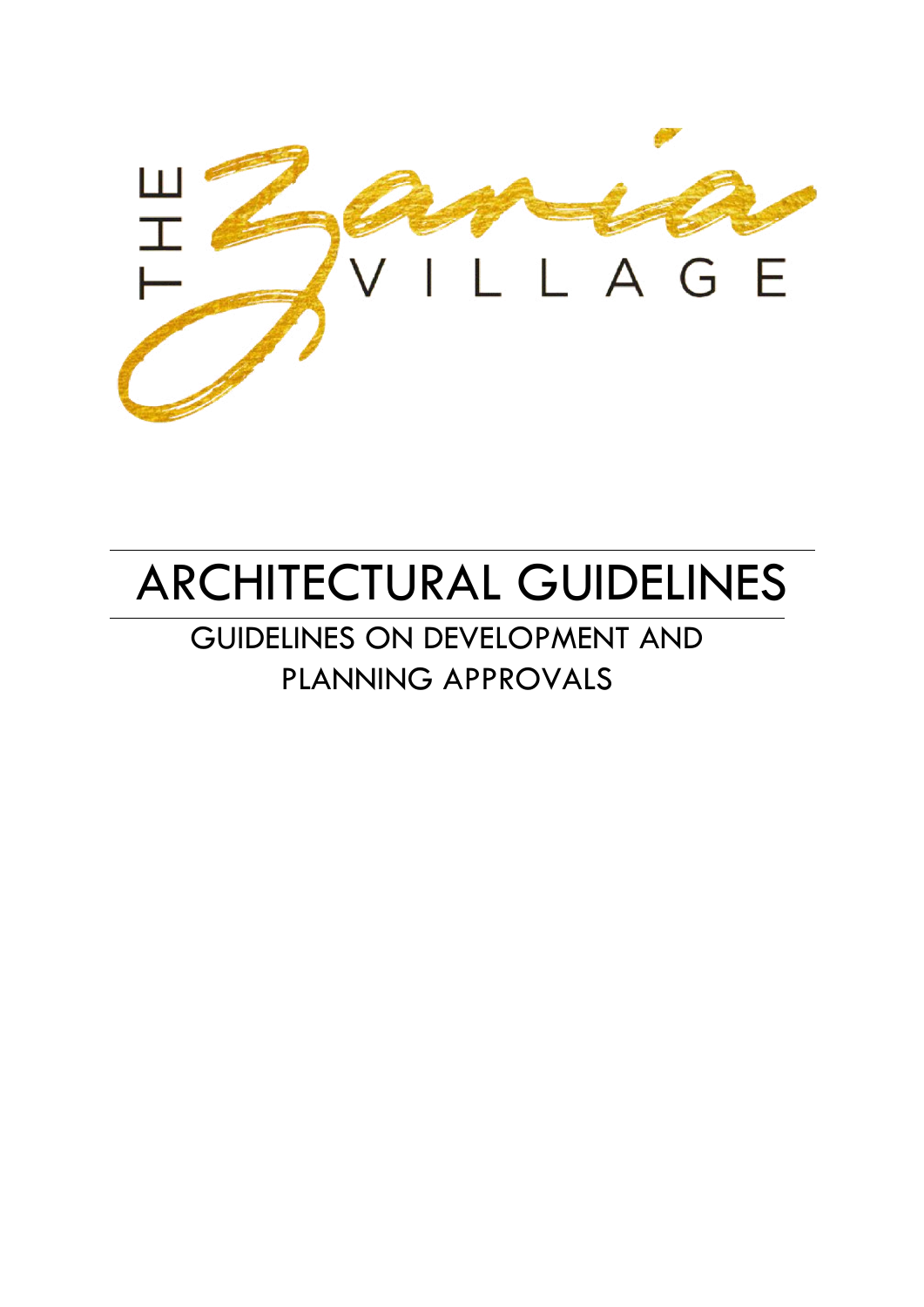THE Zaria VILLAGE

# ARCHITECTURAL GUIDELINES

## GUIDELINES ON DEVELOPMENT AND PLANNING APPROVALS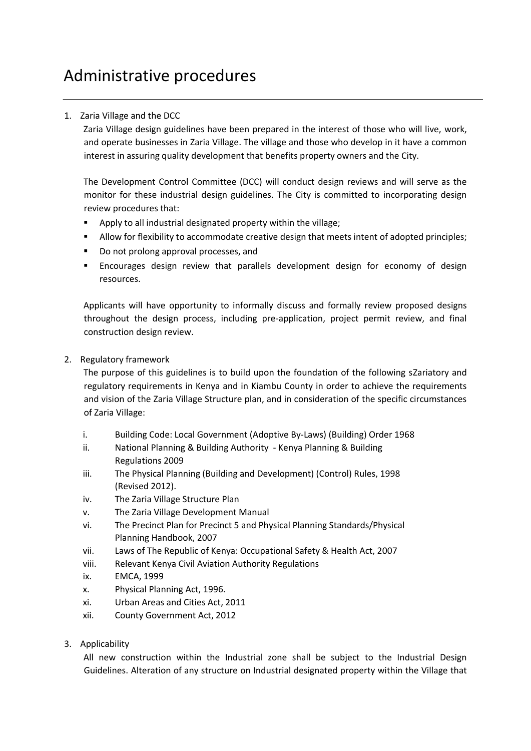# Administrative procedures

1. Zaria Village and the DCC

   Zaria Village design guidelines have been prepared in the interest of those who will live, work, and operate businesses in Zaria Village. The village and those who develop in it have a common interest in assuring quality development that benefits property owners and the City.

   The Development Control Committee (DCC) will conduct design reviews and will serve as the monitor for these industrial design guidelines. The City is committed to incorporating design review procedures that:

   - Apply to all industrial designated property within the village;
   - Allow for flexibility to accommodate creative design that meets intent of adopted principles;
   - Do not prolong approval processes, and
   - Encourages design review that parallels development design for economy of design resources.

   Applicants will have opportunity to informally discuss and formally review proposed designs throughout the design process, including pre-application, project permit review, and final construction design review.

2. Regulatory framework

   The purpose of this guidelines is to build upon the foundation of the following sZariatory and regulatory requirements in Kenya and in Kiambu County in order to achieve the requirements and vision of the Zaria Village Structure plan, and in consideration of the specific circumstances of Zaria Village:

   i. Building Code: Local Government (Adoptive By-Laws) (Building) Order 1968
   ii. National Planning & Building Authority - Kenya Planning & Building Regulations 2009
   iii. The Physical Planning (Building and Development) (Control) Rules, 1998 (Revised 2012).
   iv. The Zaria Village Structure Plan
   v. The Zaria Village Development Manual
   vi. The Precinct Plan for Precinct 5 and Physical Planning Standards/Physical Planning Handbook, 2007
   vii. Laws of The Republic of Kenya: Occupational Safety & Health Act, 2007
   viii. Relevant Kenya Civil Aviation Authority Regulations
   ix. EMCA, 1999
   x. Physical Planning Act, 1996.
   xi. Urban Areas and Cities Act, 2011
   xii. County Government Act, 2012

3. Applicability

   All new construction within the Industrial zone shall be subject to the Industrial Design Guidelines. Alteration of any structure on Industrial designated property within the Village that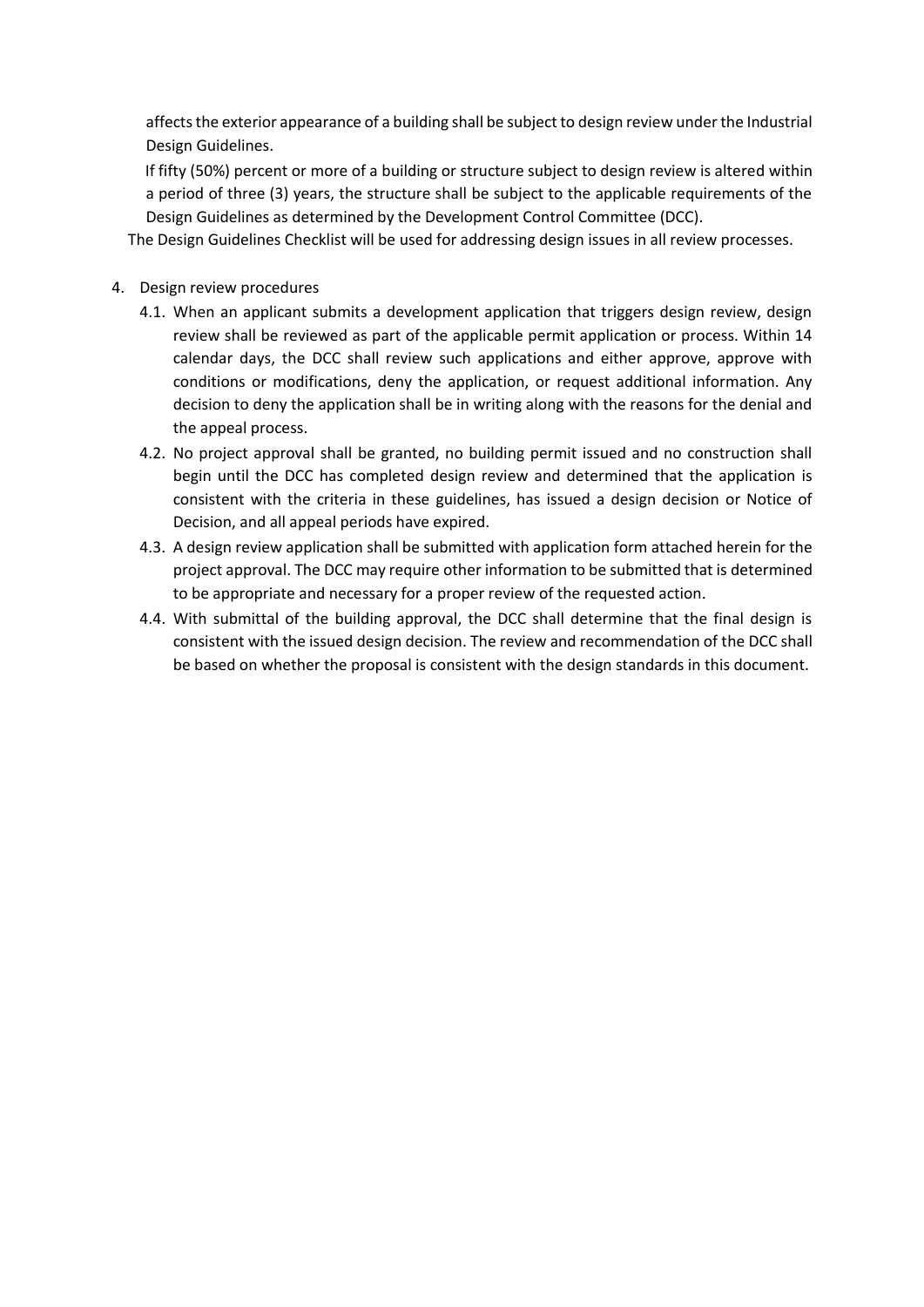affects the exterior appearance of a building shall be subject to design review under the Industrial Design Guidelines.

If fifty (50%) percent or more of a building or structure subject to design review is altered within a period of three (3) years, the structure shall be subject to the applicable requirements of the Design Guidelines as determined by the Development Control Committee (DCC).

The Design Guidelines Checklist will be used for addressing design issues in all review processes.

4. Design review procedures
   - 4.1. When an applicant submits a development application that triggers design review, design review shall be reviewed as part of the applicable permit application or process. Within 14 calendar days, the DCC shall review such applications and either approve, approve with conditions or modifications, deny the application, or request additional information. Any decision to deny the application shall be in writing along with the reasons for the denial and the appeal process.
   - 4.2. No project approval shall be granted, no building permit issued and no construction shall begin until the DCC has completed design review and determined that the application is consistent with the criteria in these guidelines, has issued a design decision or Notice of Decision, and all appeal periods have expired.
   - 4.3. A design review application shall be submitted with application form attached herein for the project approval. The DCC may require other information to be submitted that is determined to be appropriate and necessary for a proper review of the requested action.
   - 4.4. With submittal of the building approval, the DCC shall determine that the final design is consistent with the issued design decision. The review and recommendation of the DCC shall be based on whether the proposal is consistent with the design standards in this document.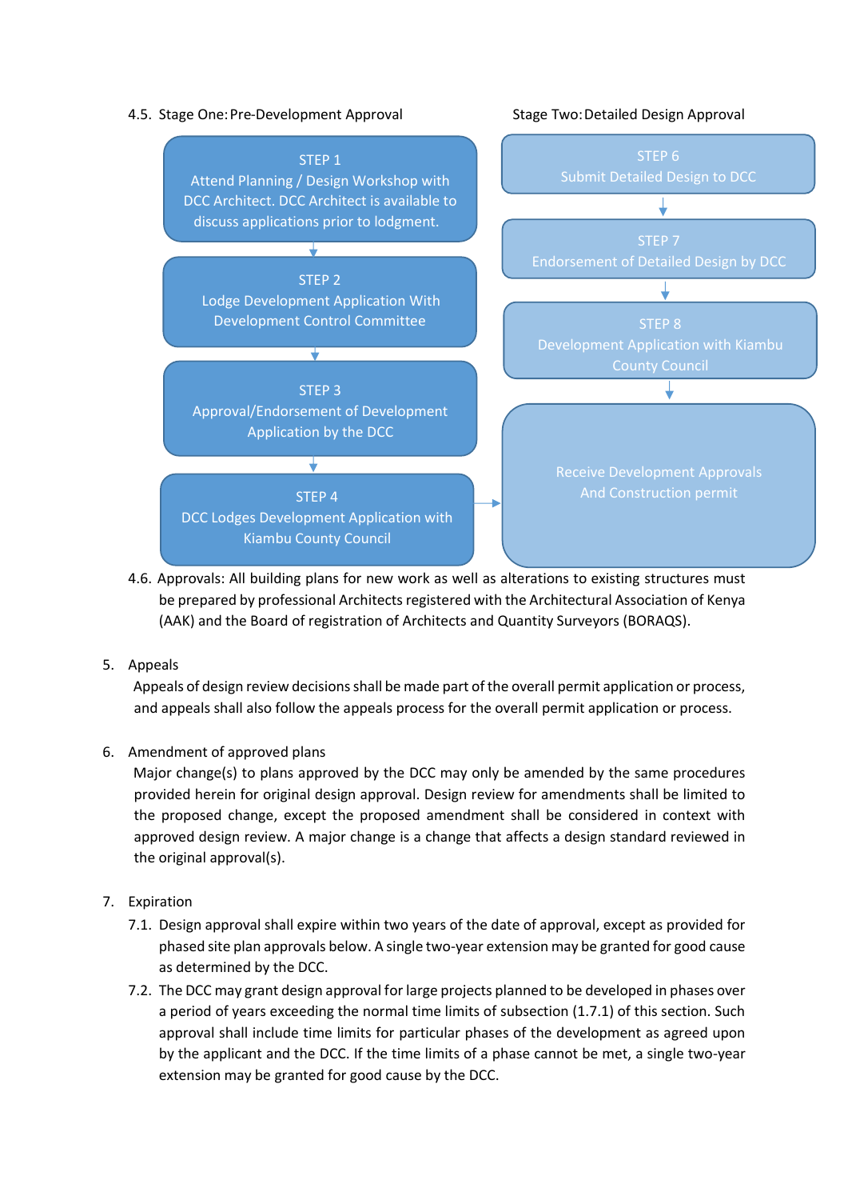4.5. Stage One: Pre-Development Approval

**STEP 1**
Attend Planning / Design Workshop with DCC Architect. DCC Architect is available to discuss applications prior to lodgment.

↓

**STEP 2**
Lodge Development Application With Development Control Committee

↓

**STEP 3**
Approval/Endorsement of Development Application by the DCC

↓

**STEP 4**
DCC Lodges Development Application with Kiambu County Council

→

Stage Two: Detailed Design Approval

**STEP 6**
Submit Detailed Design to DCC

↓

**STEP 7**
Endorsement of Detailed Design by DCC

↓

**STEP 8**
Development Application with Kiambu County Council

↓

Receive Development Approvals And Construction permit

4.6. Approvals: All building plans for new work as well as alterations to existing structures must be prepared by professional Architects registered with the Architectural Association of Kenya (AAK) and the Board of registration of Architects and Quantity Surveyors (BORAQS).

5. Appeals

Appeals of design review decisions shall be made part of the overall permit application or process, and appeals shall also follow the appeals process for the overall permit application or process.

6. Amendment of approved plans

Major change(s) to plans approved by the DCC may only be amended by the same procedures provided herein for original design approval. Design review for amendments shall be limited to the proposed change, except the proposed amendment shall be considered in context with approved design review. A major change is a change that affects a design standard reviewed in the original approval(s).

7. Expiration

7.1. Design approval shall expire within two years of the date of approval, except as provided for phased site plan approvals below. A single two-year extension may be granted for good cause as determined by the DCC.

7.2. The DCC may grant design approval for large projects planned to be developed in phases over a period of years exceeding the normal time limits of subsection (1.7.1) of this section. Such approval shall include time limits for particular phases of the development as agreed upon by the applicant and the DCC. If the time limits of a phase cannot be met, a single two-year extension may be granted for good cause by the DCC.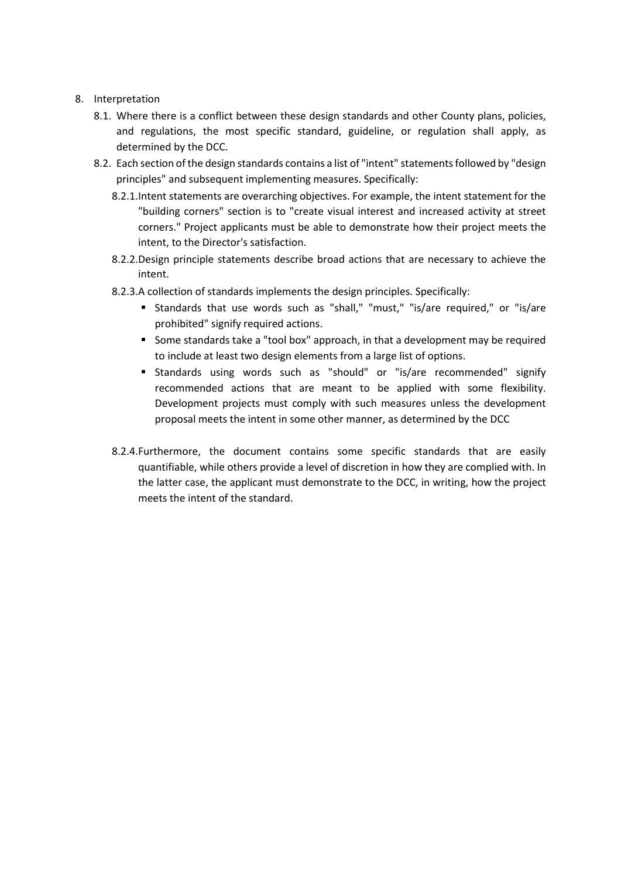8. Interpretation
   - 8.1. Where there is a conflict between these design standards and other County plans, policies, and regulations, the most specific standard, guideline, or regulation shall apply, as determined by the DCC.
   - 8.2. Each section of the design standards contains a list of "intent" statements followed by "design principles" and subsequent implementing measures. Specifically:
     - 8.2.1. Intent statements are overarching objectives. For example, the intent statement for the "building corners" section is to "create visual interest and increased activity at street corners." Project applicants must be able to demonstrate how their project meets the intent, to the Director's satisfaction.
     - 8.2.2. Design principle statements describe broad actions that are necessary to achieve the intent.
     - 8.2.3. A collection of standards implements the design principles. Specifically:
       - Standards that use words such as "shall," "must," "is/are required," or "is/are prohibited" signify required actions.
       - Some standards take a "tool box" approach, in that a development may be required to include at least two design elements from a large list of options.
       - Standards using words such as "should" or "is/are recommended" signify recommended actions that are meant to be applied with some flexibility. Development projects must comply with such measures unless the development proposal meets the intent in some other manner, as determined by the DCC
     - 8.2.4. Furthermore, the document contains some specific standards that are easily quantifiable, while others provide a level of discretion in how they are complied with. In the latter case, the applicant must demonstrate to the DCC, in writing, how the project meets the intent of the standard.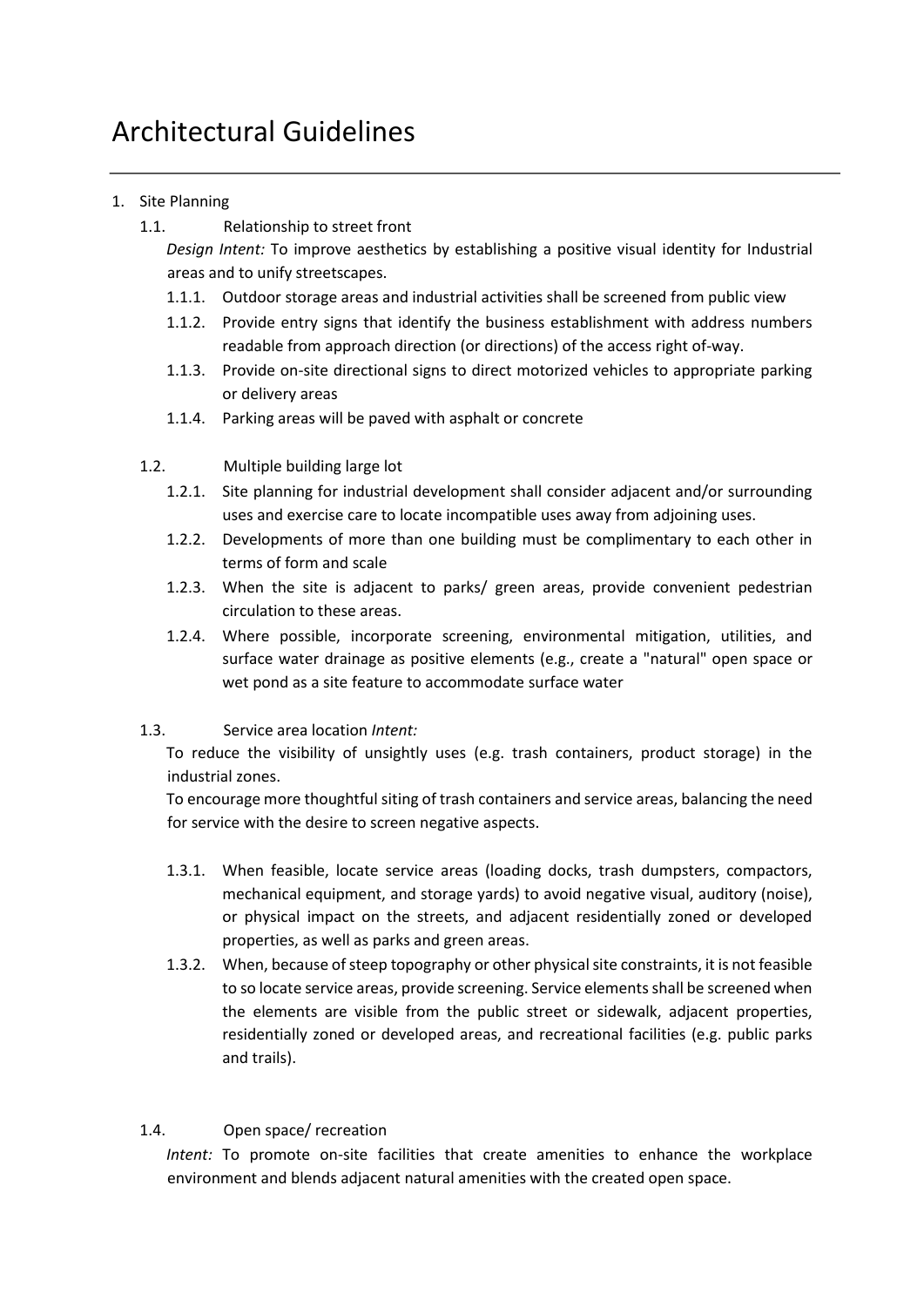# Architectural Guidelines

1. Site Planning
   1.1. Relationship to street front

   *Design Intent:* To improve aesthetics by establishing a positive visual identity for Industrial areas and to unify streetscapes.

   1.1.1. Outdoor storage areas and industrial activities shall be screened from public view

   1.1.2. Provide entry signs that identify the business establishment with address numbers readable from approach direction (or directions) of the access right of-way.

   1.1.3. Provide on-site directional signs to direct motorized vehicles to appropriate parking or delivery areas

   1.1.4. Parking areas will be paved with asphalt or concrete

   1.2. Multiple building large lot

   1.2.1. Site planning for industrial development shall consider adjacent and/or surrounding uses and exercise care to locate incompatible uses away from adjoining uses.

   1.2.2. Developments of more than one building must be complimentary to each other in terms of form and scale

   1.2.3. When the site is adjacent to parks/ green areas, provide convenient pedestrian circulation to these areas.

   1.2.4. Where possible, incorporate screening, environmental mitigation, utilities, and surface water drainage as positive elements (e.g., create a "natural" open space or wet pond as a site feature to accommodate surface water

   1.3. Service area location *Intent:*

   To reduce the visibility of unsightly uses (e.g. trash containers, product storage) in the industrial zones.

   To encourage more thoughtful siting of trash containers and service areas, balancing the need for service with the desire to screen negative aspects.

   1.3.1. When feasible, locate service areas (loading docks, trash dumpsters, compactors, mechanical equipment, and storage yards) to avoid negative visual, auditory (noise), or physical impact on the streets, and adjacent residentially zoned or developed properties, as well as parks and green areas.

   1.3.2. When, because of steep topography or other physical site constraints, it is not feasible to so locate service areas, provide screening. Service elements shall be screened when the elements are visible from the public street or sidewalk, adjacent properties, residentially zoned or developed areas, and recreational facilities (e.g. public parks and trails).

   1.4. Open space/ recreation

   *Intent:* To promote on-site facilities that create amenities to enhance the workplace environment and blends adjacent natural amenities with the created open space.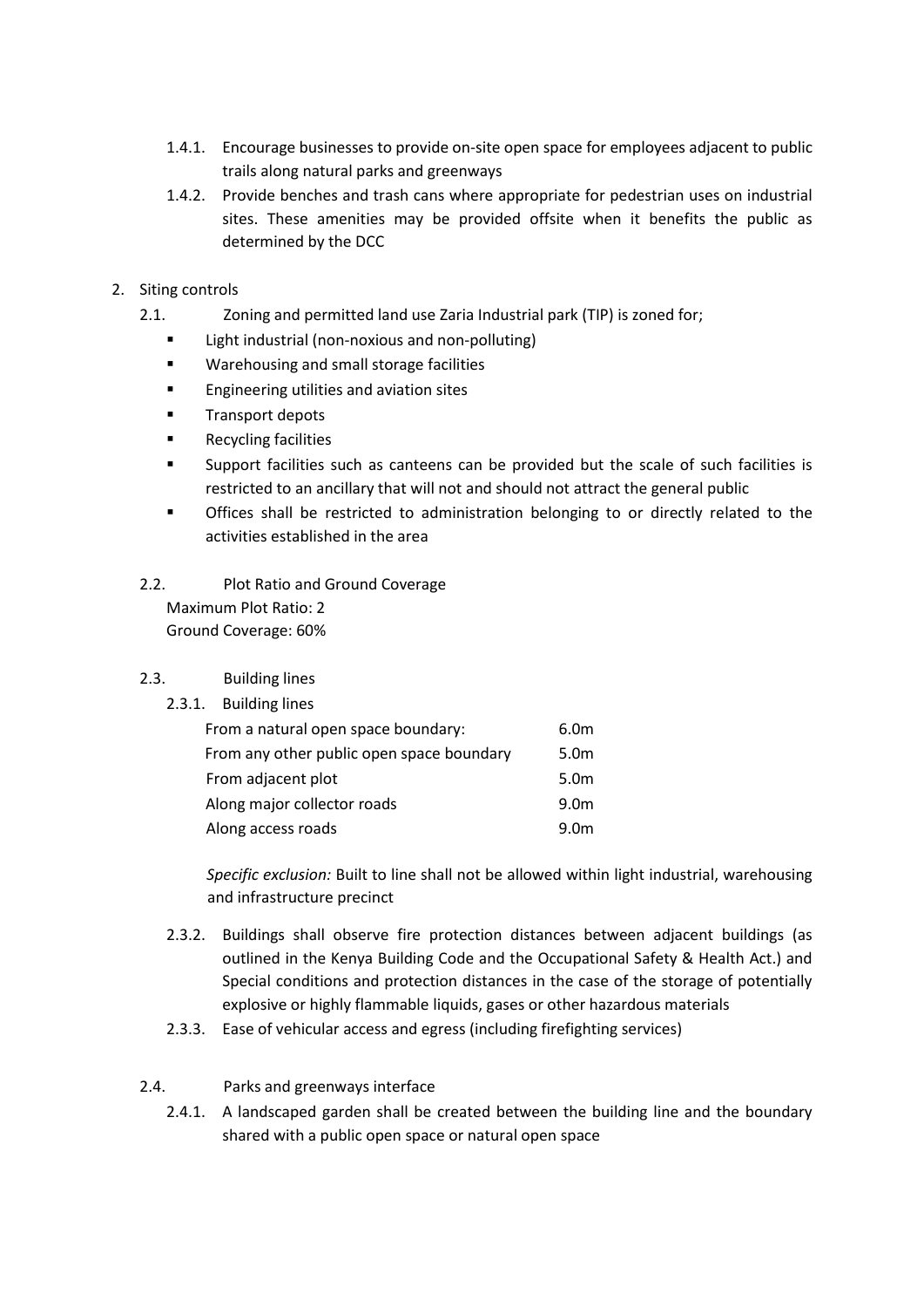1.4.1. Encourage businesses to provide on-site open space for employees adjacent to public trails along natural parks and greenways

1.4.2. Provide benches and trash cans where appropriate for pedestrian uses on industrial sites. These amenities may be provided offsite when it benefits the public as determined by the DCC

2. Siting controls

2.1. Zoning and permitted land use Zaria Industrial park (TIP) is zoned for;

- Light industrial (non-noxious and non-polluting)
- Warehousing and small storage facilities
- Engineering utilities and aviation sites
- Transport depots
- Recycling facilities
- Support facilities such as canteens can be provided but the scale of such facilities is restricted to an ancillary that will not and should not attract the general public
- Offices shall be restricted to administration belonging to or directly related to the activities established in the area

2.2. Plot Ratio and Ground Coverage

Maximum Plot Ratio: 2
Ground Coverage: 60%

2.3. Building lines

2.3.1. Building lines

| | |
|---|---|
| From a natural open space boundary: | 6.0m |
| From any other public open space boundary | 5.0m |
| From adjacent plot | 5.0m |
| Along major collector roads | 9.0m |
| Along access roads | 9.0m |

*Specific exclusion:* Built to line shall not be allowed within light industrial, warehousing and infrastructure precinct

2.3.2. Buildings shall observe fire protection distances between adjacent buildings (as outlined in the Kenya Building Code and the Occupational Safety & Health Act.) and Special conditions and protection distances in the case of the storage of potentially explosive or highly flammable liquids, gases or other hazardous materials

2.3.3. Ease of vehicular access and egress (including firefighting services)

2.4. Parks and greenways interface

2.4.1. A landscaped garden shall be created between the building line and the boundary shared with a public open space or natural open space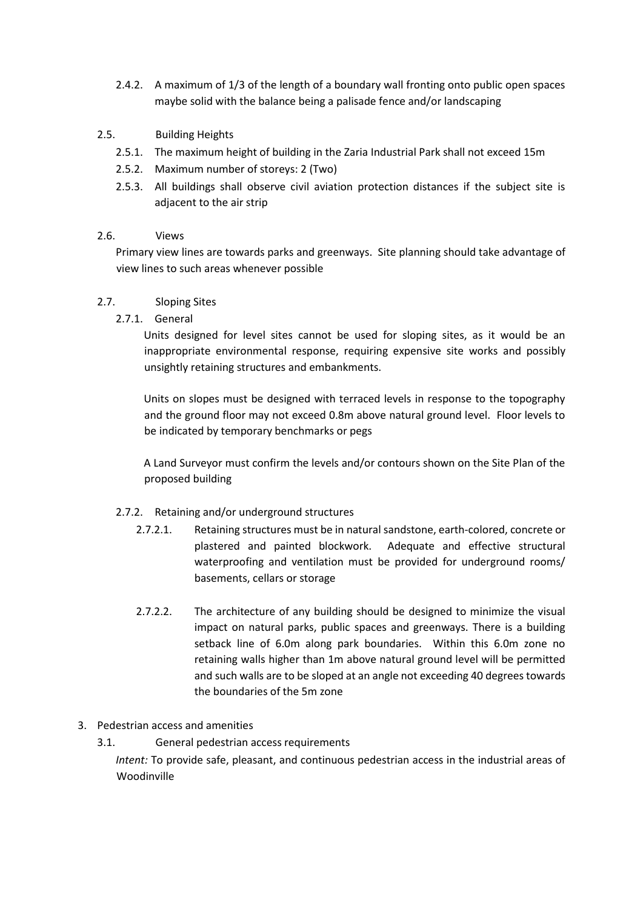2.4.2. A maximum of 1/3 of the length of a boundary wall fronting onto public open spaces maybe solid with the balance being a palisade fence and/or landscaping

2.5. Building Heights

2.5.1. The maximum height of building in the Zaria Industrial Park shall not exceed 15m

2.5.2. Maximum number of storeys: 2 (Two)

2.5.3. All buildings shall observe civil aviation protection distances if the subject site is adjacent to the air strip

2.6. Views

Primary view lines are towards parks and greenways. Site planning should take advantage of view lines to such areas whenever possible

2.7. Sloping Sites

2.7.1. General

Units designed for level sites cannot be used for sloping sites, as it would be an inappropriate environmental response, requiring expensive site works and possibly unsightly retaining structures and embankments.

Units on slopes must be designed with terraced levels in response to the topography and the ground floor may not exceed 0.8m above natural ground level. Floor levels to be indicated by temporary benchmarks or pegs

A Land Surveyor must confirm the levels and/or contours shown on the Site Plan of the proposed building

2.7.2. Retaining and/or underground structures

2.7.2.1. Retaining structures must be in natural sandstone, earth-colored, concrete or plastered and painted blockwork. Adequate and effective structural waterproofing and ventilation must be provided for underground rooms/ basements, cellars or storage

2.7.2.2. The architecture of any building should be designed to minimize the visual impact on natural parks, public spaces and greenways. There is a building setback line of 6.0m along park boundaries. Within this 6.0m zone no retaining walls higher than 1m above natural ground level will be permitted and such walls are to be sloped at an angle not exceeding 40 degrees towards the boundaries of the 5m zone

3. Pedestrian access and amenities

3.1. General pedestrian access requirements

*Intent:* To provide safe, pleasant, and continuous pedestrian access in the industrial areas of Woodinville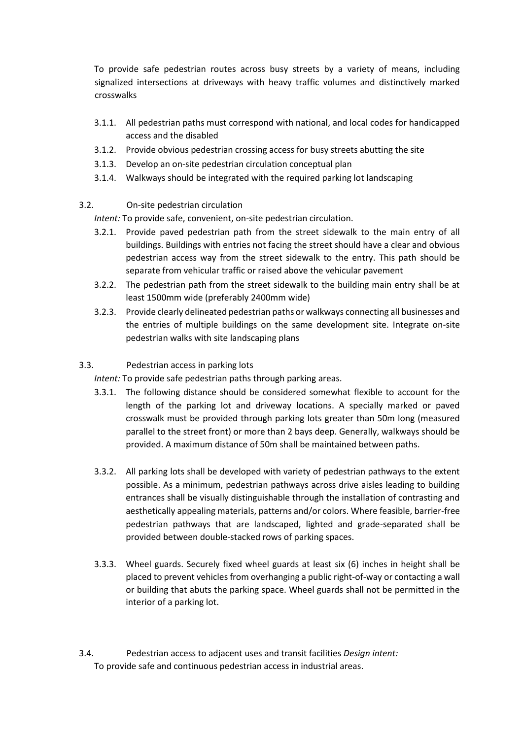To provide safe pedestrian routes across busy streets by a variety of means, including signalized intersections at driveways with heavy traffic volumes and distinctively marked crosswalks

- 3.1.1. All pedestrian paths must correspond with national, and local codes for handicapped access and the disabled
- 3.1.2. Provide obvious pedestrian crossing access for busy streets abutting the site
- 3.1.3. Develop an on-site pedestrian circulation conceptual plan
- 3.1.4. Walkways should be integrated with the required parking lot landscaping

3.2. On-site pedestrian circulation

*Intent:* To provide safe, convenient, on-site pedestrian circulation.

- 3.2.1. Provide paved pedestrian path from the street sidewalk to the main entry of all buildings. Buildings with entries not facing the street should have a clear and obvious pedestrian access way from the street sidewalk to the entry. This path should be separate from vehicular traffic or raised above the vehicular pavement
- 3.2.2. The pedestrian path from the street sidewalk to the building main entry shall be at least 1500mm wide (preferably 2400mm wide)
- 3.2.3. Provide clearly delineated pedestrian paths or walkways connecting all businesses and the entries of multiple buildings on the same development site. Integrate on-site pedestrian walks with site landscaping plans

3.3. Pedestrian access in parking lots

*Intent:* To provide safe pedestrian paths through parking areas.

- 3.3.1. The following distance should be considered somewhat flexible to account for the length of the parking lot and driveway locations. A specially marked or paved crosswalk must be provided through parking lots greater than 50m long (measured parallel to the street front) or more than 2 bays deep. Generally, walkways should be provided. A maximum distance of 50m shall be maintained between paths.

- 3.3.2. All parking lots shall be developed with variety of pedestrian pathways to the extent possible. As a minimum, pedestrian pathways across drive aisles leading to building entrances shall be visually distinguishable through the installation of contrasting and aesthetically appealing materials, patterns and/or colors. Where feasible, barrier-free pedestrian pathways that are landscaped, lighted and grade-separated shall be provided between double-stacked rows of parking spaces.

- 3.3.3. Wheel guards. Securely fixed wheel guards at least six (6) inches in height shall be placed to prevent vehicles from overhanging a public right-of-way or contacting a wall or building that abuts the parking space. Wheel guards shall not be permitted in the interior of a parking lot.

3.4. Pedestrian access to adjacent uses and transit facilities *Design intent:* To provide safe and continuous pedestrian access in industrial areas.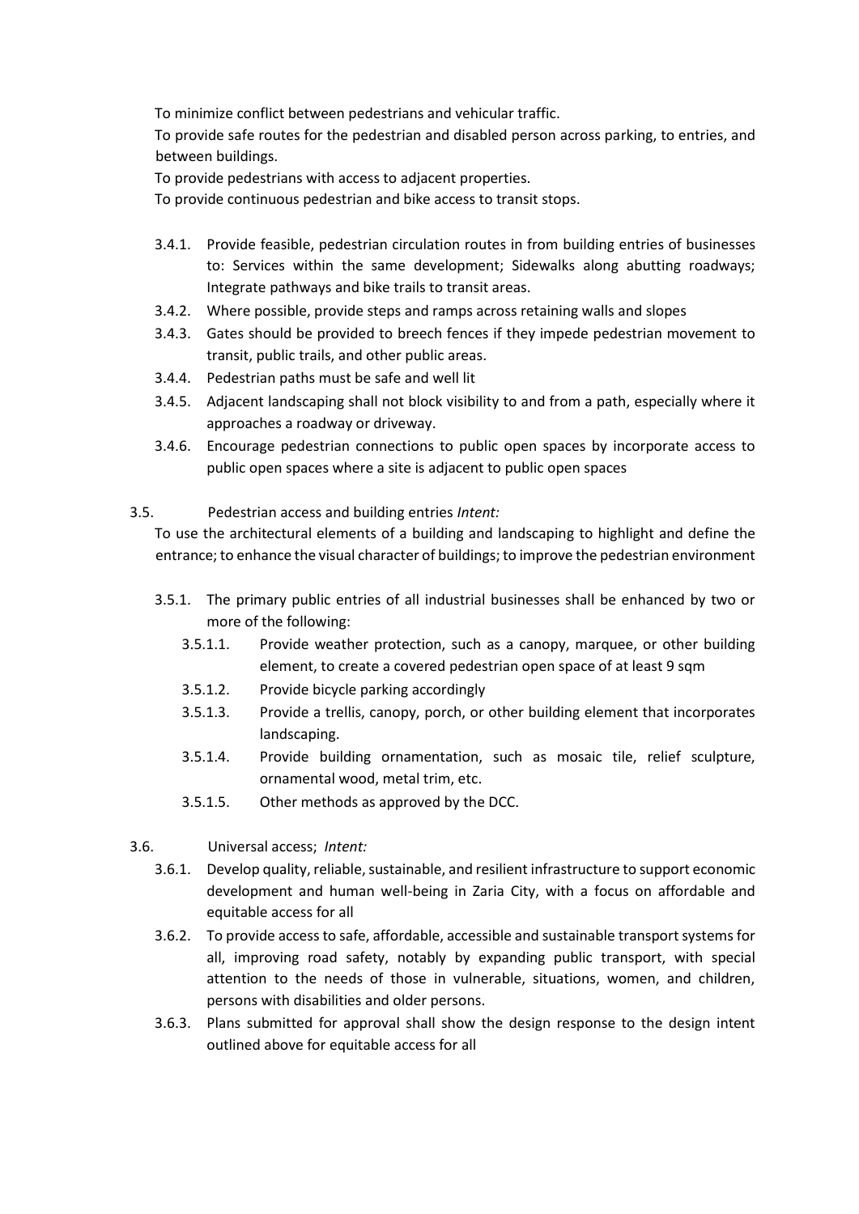To minimize conflict between pedestrians and vehicular traffic.

To provide safe routes for the pedestrian and disabled person across parking, to entries, and between buildings.

To provide pedestrians with access to adjacent properties.

To provide continuous pedestrian and bike access to transit stops.

- 3.4.1. Provide feasible, pedestrian circulation routes in from building entries of businesses to: Services within the same development; Sidewalks along abutting roadways; Integrate pathways and bike trails to transit areas.
- 3.4.2. Where possible, provide steps and ramps across retaining walls and slopes
- 3.4.3. Gates should be provided to breech fences if they impede pedestrian movement to transit, public trails, and other public areas.
- 3.4.4. Pedestrian paths must be safe and well lit
- 3.4.5. Adjacent landscaping shall not block visibility to and from a path, especially where it approaches a roadway or driveway.
- 3.4.6. Encourage pedestrian connections to public open spaces by incorporate access to public open spaces where a site is adjacent to public open spaces

3.5. Pedestrian access and building entries *Intent:*

To use the architectural elements of a building and landscaping to highlight and define the entrance; to enhance the visual character of buildings; to improve the pedestrian environment

- 3.5.1. The primary public entries of all industrial businesses shall be enhanced by two or more of the following:
  - 3.5.1.1. Provide weather protection, such as a canopy, marquee, or other building element, to create a covered pedestrian open space of at least 9 sqm
  - 3.5.1.2. Provide bicycle parking accordingly
  - 3.5.1.3. Provide a trellis, canopy, porch, or other building element that incorporates landscaping.
  - 3.5.1.4. Provide building ornamentation, such as mosaic tile, relief sculpture, ornamental wood, metal trim, etc.
  - 3.5.1.5. Other methods as approved by the DCC.

3.6. Universal access; *Intent:*

- 3.6.1. Develop quality, reliable, sustainable, and resilient infrastructure to support economic development and human well-being in Zaria City, with a focus on affordable and equitable access for all
- 3.6.2. To provide access to safe, affordable, accessible and sustainable transport systems for all, improving road safety, notably by expanding public transport, with special attention to the needs of those in vulnerable, situations, women, and children, persons with disabilities and older persons.
- 3.6.3. Plans submitted for approval shall show the design response to the design intent outlined above for equitable access for all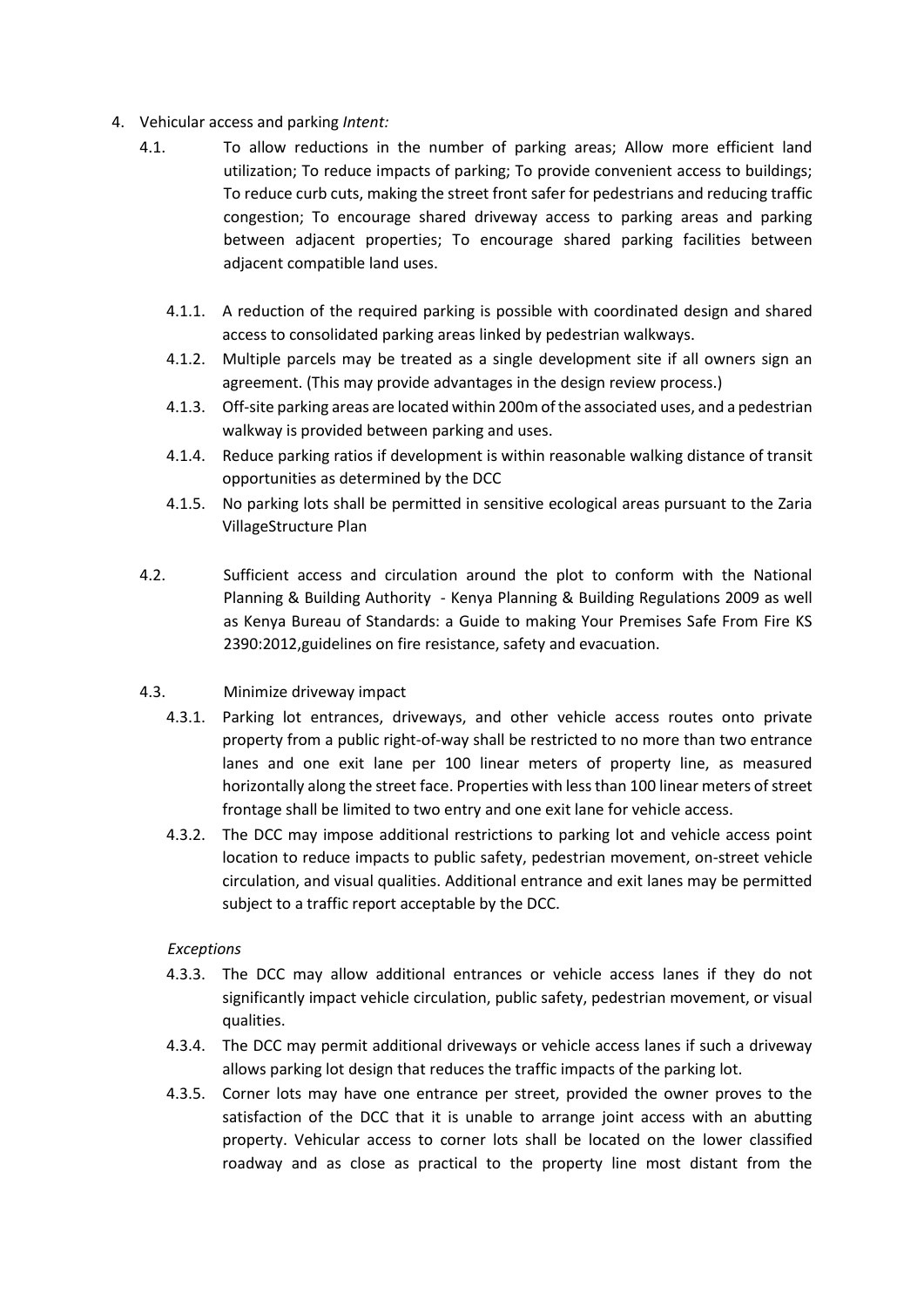4. Vehicular access and parking *Intent:*

   4.1. To allow reductions in the number of parking areas; Allow more efficient land utilization; To reduce impacts of parking; To provide convenient access to buildings; To reduce curb cuts, making the street front safer for pedestrians and reducing traffic congestion; To encourage shared driveway access to parking areas and parking between adjacent properties; To encourage shared parking facilities between adjacent compatible land uses.

      4.1.1. A reduction of the required parking is possible with coordinated design and shared access to consolidated parking areas linked by pedestrian walkways.

      4.1.2. Multiple parcels may be treated as a single development site if all owners sign an agreement. (This may provide advantages in the design review process.)

      4.1.3. Off-site parking areas are located within 200m of the associated uses, and a pedestrian walkway is provided between parking and uses.

      4.1.4. Reduce parking ratios if development is within reasonable walking distance of transit opportunities as determined by the DCC

      4.1.5. No parking lots shall be permitted in sensitive ecological areas pursuant to the Zaria VillageStructure Plan

   4.2. Sufficient access and circulation around the plot to conform with the National Planning & Building Authority - Kenya Planning & Building Regulations 2009 as well as Kenya Bureau of Standards: a Guide to making Your Premises Safe From Fire KS 2390:2012,guidelines on fire resistance, safety and evacuation.

   4.3. Minimize driveway impact

      4.3.1. Parking lot entrances, driveways, and other vehicle access routes onto private property from a public right-of-way shall be restricted to no more than two entrance lanes and one exit lane per 100 linear meters of property line, as measured horizontally along the street face. Properties with less than 100 linear meters of street frontage shall be limited to two entry and one exit lane for vehicle access.

      4.3.2. The DCC may impose additional restrictions to parking lot and vehicle access point location to reduce impacts to public safety, pedestrian movement, on-street vehicle circulation, and visual qualities. Additional entrance and exit lanes may be permitted subject to a traffic report acceptable by the DCC.

      *Exceptions*

      4.3.3. The DCC may allow additional entrances or vehicle access lanes if they do not significantly impact vehicle circulation, public safety, pedestrian movement, or visual qualities.

      4.3.4. The DCC may permit additional driveways or vehicle access lanes if such a driveway allows parking lot design that reduces the traffic impacts of the parking lot.

      4.3.5. Corner lots may have one entrance per street, provided the owner proves to the satisfaction of the DCC that it is unable to arrange joint access with an abutting property. Vehicular access to corner lots shall be located on the lower classified roadway and as close as practical to the property line most distant from the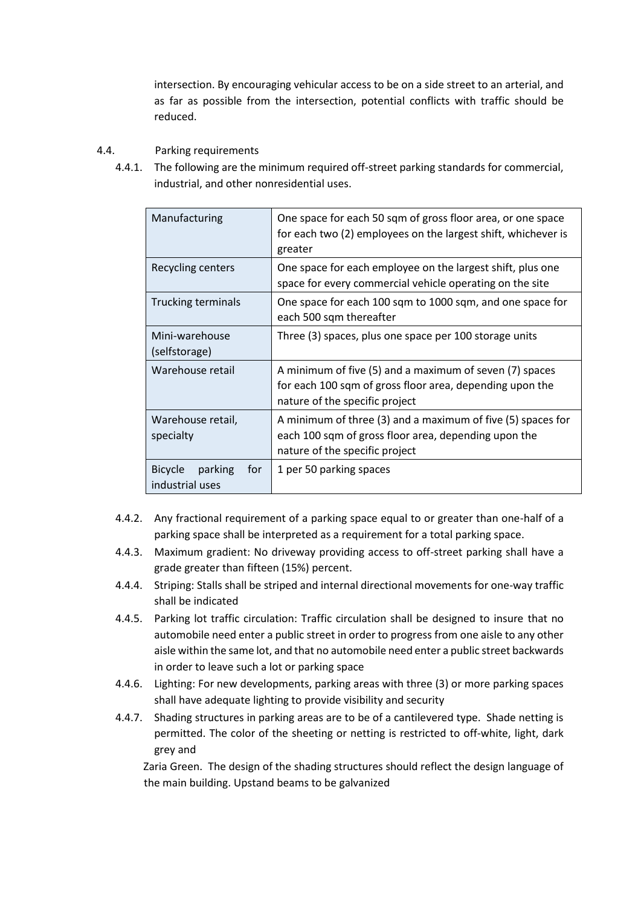intersection. By encouraging vehicular access to be on a side street to an arterial, and as far as possible from the intersection, potential conflicts with traffic should be reduced.

4.4. Parking requirements

4.4.1. The following are the minimum required off-street parking standards for commercial, industrial, and other nonresidential uses.

| | |
|---|---|
| Manufacturing | One space for each 50 sqm of gross floor area, or one space for each two (2) employees on the largest shift, whichever is greater |
| Recycling centers | One space for each employee on the largest shift, plus one space for every commercial vehicle operating on the site |
| Trucking terminals | One space for each 100 sqm to 1000 sqm, and one space for each 500 sqm thereafter |
| Mini-warehouse (selfstorage) | Three (3) spaces, plus one space per 100 storage units |
| Warehouse retail | A minimum of five (5) and a maximum of seven (7) spaces for each 100 sqm of gross floor area, depending upon the nature of the specific project |
| Warehouse retail, specialty | A minimum of three (3) and a maximum of five (5) spaces for each 100 sqm of gross floor area, depending upon the nature of the specific project |
| Bicycle parking for industrial uses | 1 per 50 parking spaces |

4.4.2. Any fractional requirement of a parking space equal to or greater than one-half of a parking space shall be interpreted as a requirement for a total parking space.

4.4.3. Maximum gradient: No driveway providing access to off-street parking shall have a grade greater than fifteen (15%) percent.

4.4.4. Striping: Stalls shall be striped and internal directional movements for one-way traffic shall be indicated

4.4.5. Parking lot traffic circulation: Traffic circulation shall be designed to insure that no automobile need enter a public street in order to progress from one aisle to any other aisle within the same lot, and that no automobile need enter a public street backwards in order to leave such a lot or parking space

4.4.6. Lighting: For new developments, parking areas with three (3) or more parking spaces shall have adequate lighting to provide visibility and security

4.4.7. Shading structures in parking areas are to be of a cantilevered type. Shade netting is permitted. The color of the sheeting or netting is restricted to off-white, light, dark grey and

Zaria Green. The design of the shading structures should reflect the design language of the main building. Upstand beams to be galvanized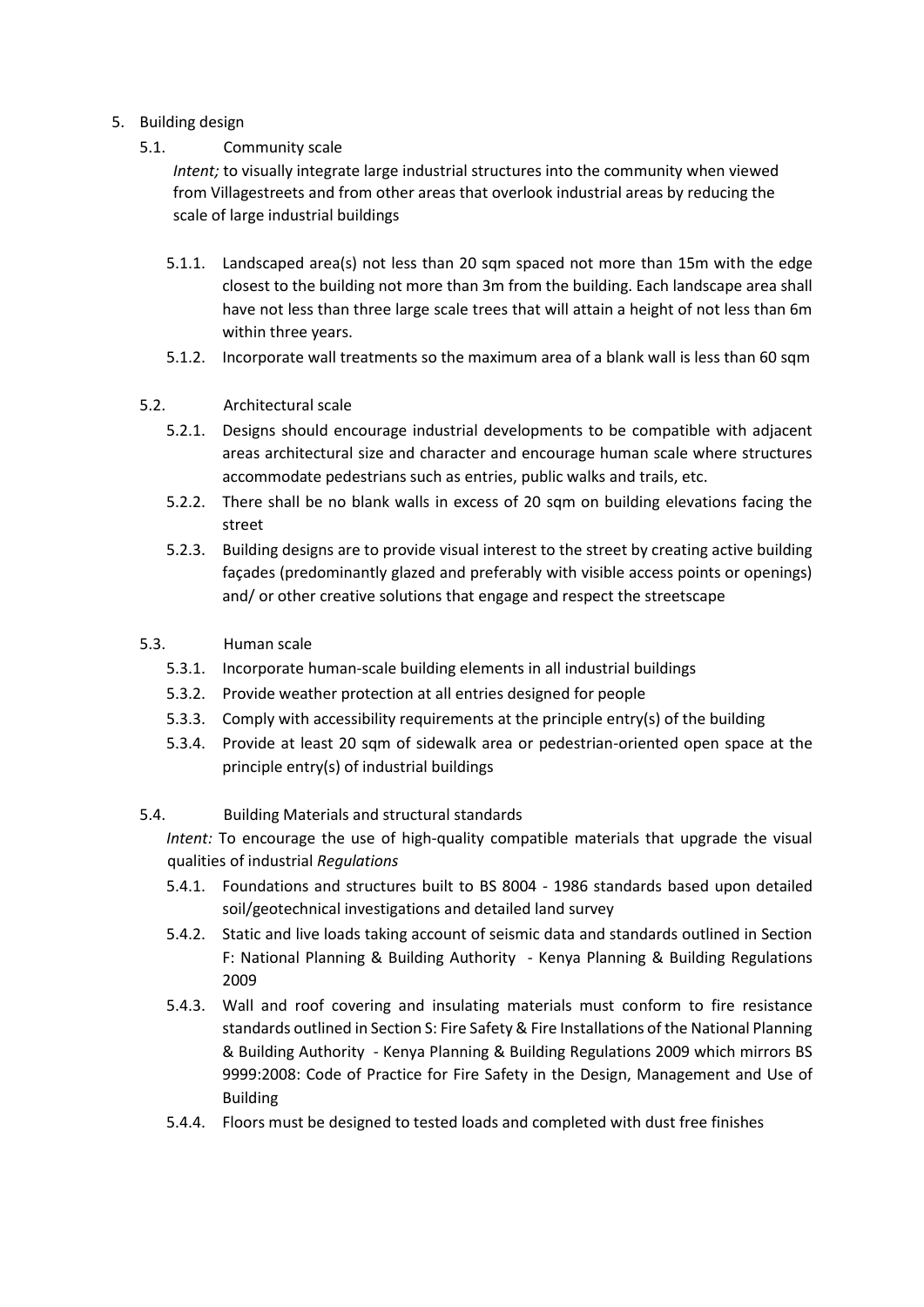5. Building design

   5.1. Community scale

   *Intent;* to visually integrate large industrial structures into the community when viewed from Villagestreets and from other areas that overlook industrial areas by reducing the scale of large industrial buildings

   5.1.1. Landscaped area(s) not less than 20 sqm spaced not more than 15m with the edge closest to the building not more than 3m from the building. Each landscape area shall have not less than three large scale trees that will attain a height of not less than 6m within three years.

   5.1.2. Incorporate wall treatments so the maximum area of a blank wall is less than 60 sqm

   5.2. Architectural scale

   5.2.1. Designs should encourage industrial developments to be compatible with adjacent areas architectural size and character and encourage human scale where structures accommodate pedestrians such as entries, public walks and trails, etc.

   5.2.2. There shall be no blank walls in excess of 20 sqm on building elevations facing the street

   5.2.3. Building designs are to provide visual interest to the street by creating active building façades (predominantly glazed and preferably with visible access points or openings) and/ or other creative solutions that engage and respect the streetscape

   5.3. Human scale

   5.3.1. Incorporate human-scale building elements in all industrial buildings

   5.3.2. Provide weather protection at all entries designed for people

   5.3.3. Comply with accessibility requirements at the principle entry(s) of the building

   5.3.4. Provide at least 20 sqm of sidewalk area or pedestrian-oriented open space at the principle entry(s) of industrial buildings

   5.4. Building Materials and structural standards

   *Intent:* To encourage the use of high-quality compatible materials that upgrade the visual qualities of industrial *Regulations*

   5.4.1. Foundations and structures built to BS 8004 - 1986 standards based upon detailed soil/geotechnical investigations and detailed land survey

   5.4.2. Static and live loads taking account of seismic data and standards outlined in Section F: National Planning & Building Authority - Kenya Planning & Building Regulations 2009

   5.4.3. Wall and roof covering and insulating materials must conform to fire resistance standards outlined in Section S: Fire Safety & Fire Installations of the National Planning & Building Authority - Kenya Planning & Building Regulations 2009 which mirrors BS 9999:2008: Code of Practice for Fire Safety in the Design, Management and Use of Building

   5.4.4. Floors must be designed to tested loads and completed with dust free finishes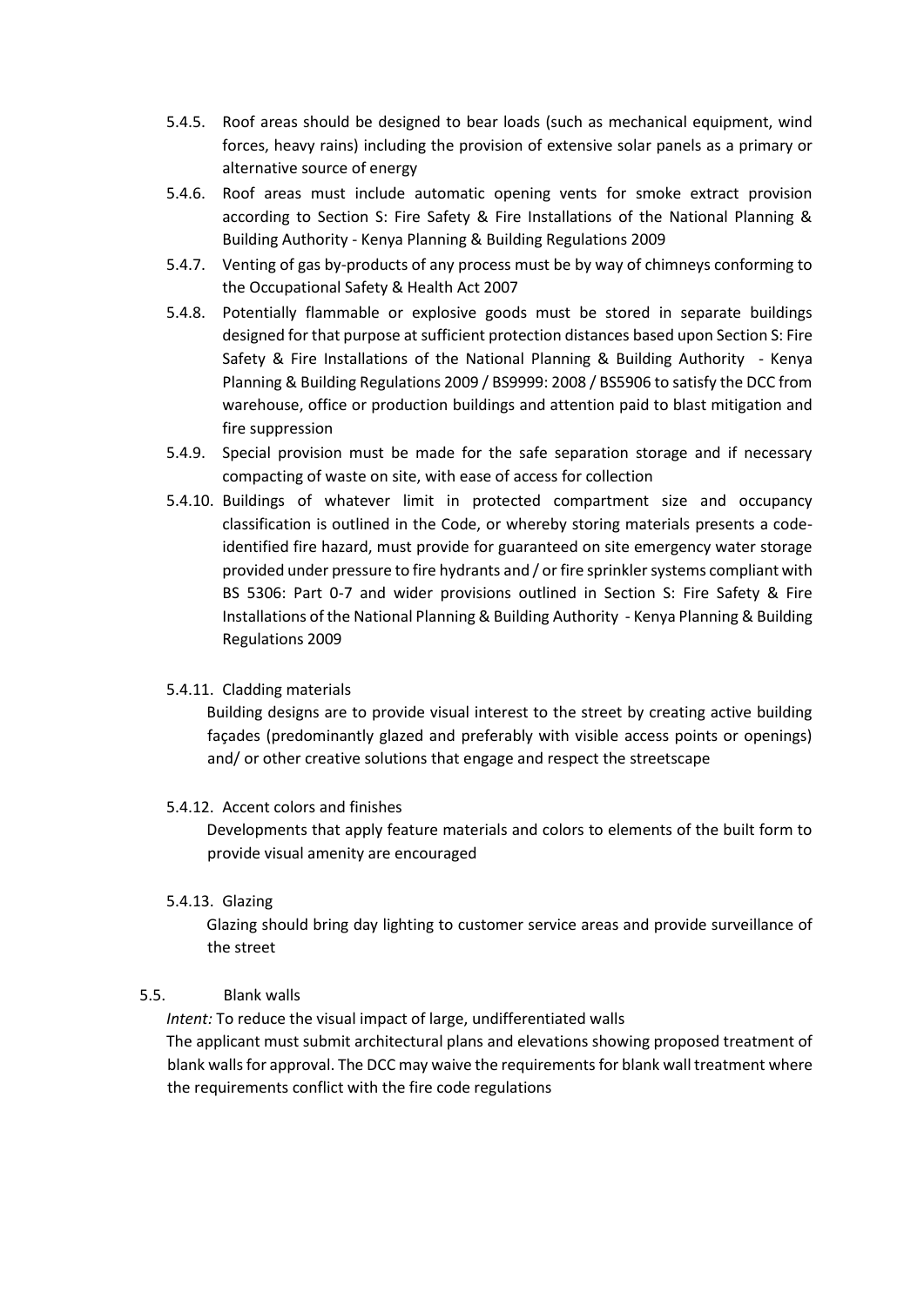5.4.5. Roof areas should be designed to bear loads (such as mechanical equipment, wind forces, heavy rains) including the provision of extensive solar panels as a primary or alternative source of energy

5.4.6. Roof areas must include automatic opening vents for smoke extract provision according to Section S: Fire Safety & Fire Installations of the National Planning & Building Authority - Kenya Planning & Building Regulations 2009

5.4.7. Venting of gas by-products of any process must be by way of chimneys conforming to the Occupational Safety & Health Act 2007

5.4.8. Potentially flammable or explosive goods must be stored in separate buildings designed for that purpose at sufficient protection distances based upon Section S: Fire Safety & Fire Installations of the National Planning & Building Authority - Kenya Planning & Building Regulations 2009 / BS9999: 2008 / BS5906 to satisfy the DCC from warehouse, office or production buildings and attention paid to blast mitigation and fire suppression

5.4.9. Special provision must be made for the safe separation storage and if necessary compacting of waste on site, with ease of access for collection

5.4.10. Buildings of whatever limit in protected compartment size and occupancy classification is outlined in the Code, or whereby storing materials presents a code-identified fire hazard, must provide for guaranteed on site emergency water storage provided under pressure to fire hydrants and / or fire sprinkler systems compliant with BS 5306: Part 0-7 and wider provisions outlined in Section S: Fire Safety & Fire Installations of the National Planning & Building Authority - Kenya Planning & Building Regulations 2009

5.4.11. Cladding materials

Building designs are to provide visual interest to the street by creating active building façades (predominantly glazed and preferably with visible access points or openings) and/ or other creative solutions that engage and respect the streetscape

5.4.12. Accent colors and finishes

Developments that apply feature materials and colors to elements of the built form to provide visual amenity are encouraged

5.4.13. Glazing

Glazing should bring day lighting to customer service areas and provide surveillance of the street

5.5. Blank walls

*Intent:* To reduce the visual impact of large, undifferentiated walls

The applicant must submit architectural plans and elevations showing proposed treatment of blank walls for approval. The DCC may waive the requirements for blank wall treatment where the requirements conflict with the fire code regulations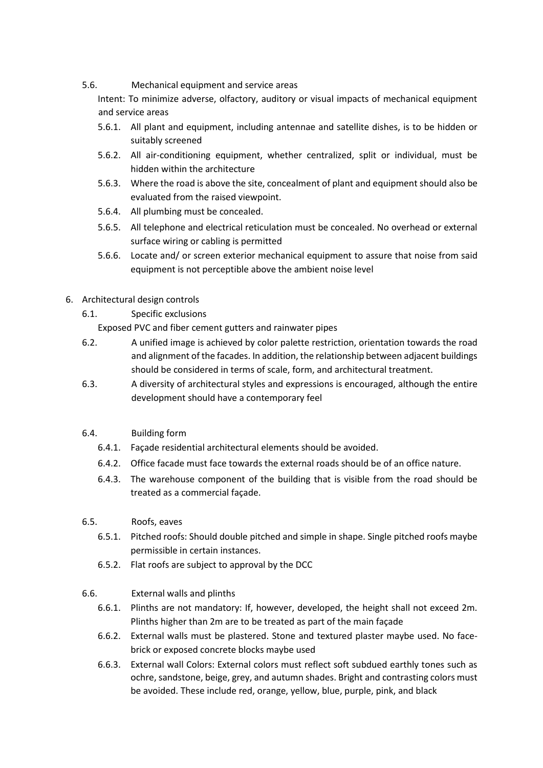### 5.6. Mechanical equipment and service areas

Intent: To minimize adverse, olfactory, auditory or visual impacts of mechanical equipment and service areas

- 5.6.1. All plant and equipment, including antennae and satellite dishes, is to be hidden or suitably screened
- 5.6.2. All air-conditioning equipment, whether centralized, split or individual, must be hidden within the architecture
- 5.6.3. Where the road is above the site, concealment of plant and equipment should also be evaluated from the raised viewpoint.
- 5.6.4. All plumbing must be concealed.
- 5.6.5. All telephone and electrical reticulation must be concealed. No overhead or external surface wiring or cabling is permitted
- 5.6.6. Locate and/ or screen exterior mechanical equipment to assure that noise from said equipment is not perceptible above the ambient noise level

## 6. Architectural design controls

### 6.1. Specific exclusions

Exposed PVC and fiber cement gutters and rainwater pipes

### 6.2.

A unified image is achieved by color palette restriction, orientation towards the road and alignment of the facades. In addition, the relationship between adjacent buildings should be considered in terms of scale, form, and architectural treatment.

### 6.3.

A diversity of architectural styles and expressions is encouraged, although the entire development should have a contemporary feel

### 6.4. Building form

- 6.4.1. Façade residential architectural elements should be avoided.
- 6.4.2. Office facade must face towards the external roads should be of an office nature.
- 6.4.3. The warehouse component of the building that is visible from the road should be treated as a commercial façade.

### 6.5. Roofs, eaves

- 6.5.1. Pitched roofs: Should double pitched and simple in shape. Single pitched roofs maybe permissible in certain instances.
- 6.5.2. Flat roofs are subject to approval by the DCC

### 6.6. External walls and plinths

- 6.6.1. Plinths are not mandatory: If, however, developed, the height shall not exceed 2m. Plinths higher than 2m are to be treated as part of the main façade
- 6.6.2. External walls must be plastered. Stone and textured plaster maybe used. No face-brick or exposed concrete blocks maybe used
- 6.6.3. External wall Colors: External colors must reflect soft subdued earthly tones such as ochre, sandstone, beige, grey, and autumn shades. Bright and contrasting colors must be avoided. These include red, orange, yellow, blue, purple, pink, and black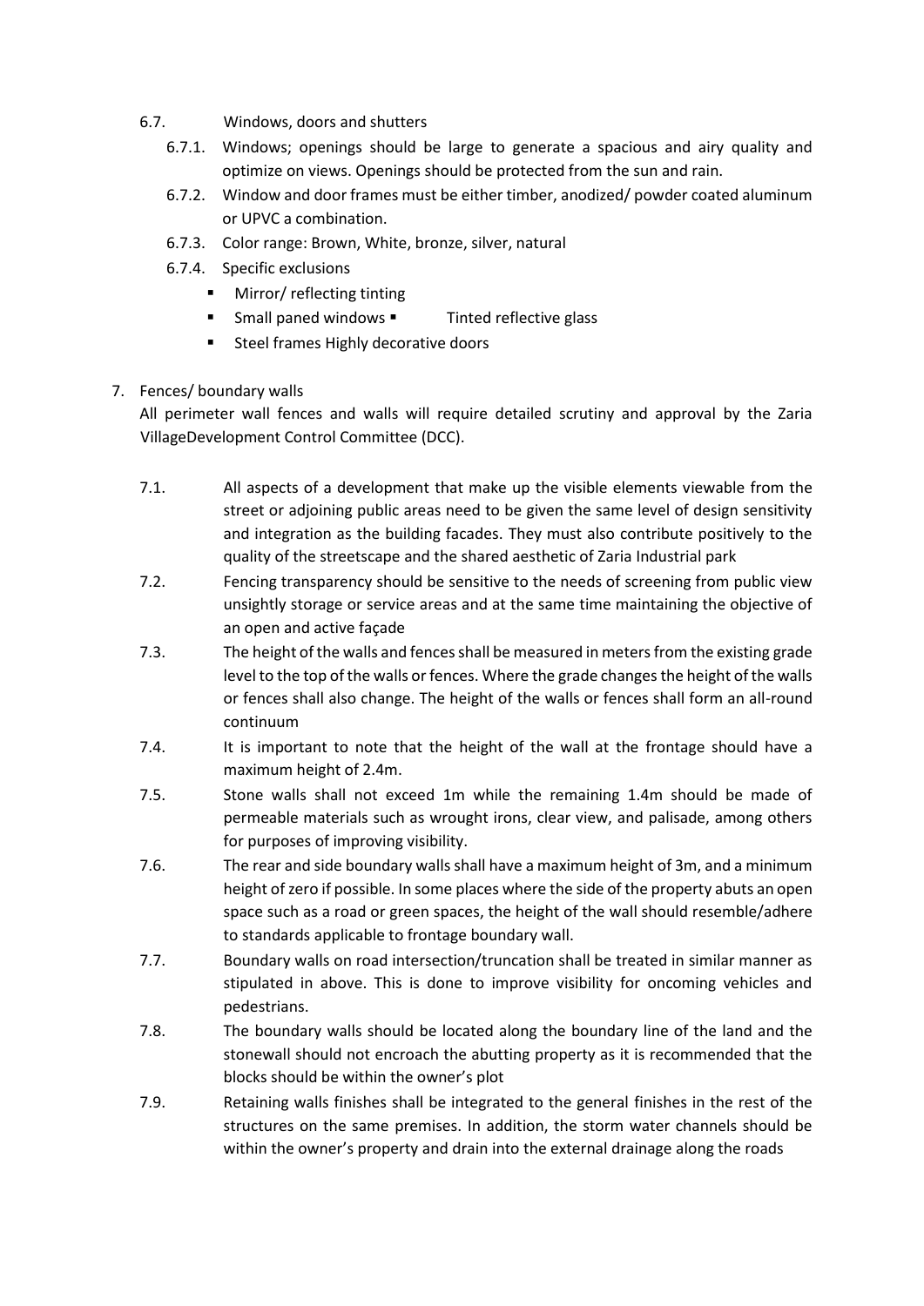6.7. Windows, doors and shutters

6.7.1. Windows; openings should be large to generate a spacious and airy quality and optimize on views. Openings should be protected from the sun and rain.

6.7.2. Window and door frames must be either timber, anodized/ powder coated aluminum or UPVC a combination.

6.7.3. Color range: Brown, White, bronze, silver, natural

6.7.4. Specific exclusions

- Mirror/ reflecting tinting
- Small paned windows
- Tinted reflective glass
- Steel frames Highly decorative doors

7. Fences/ boundary walls

All perimeter wall fences and walls will require detailed scrutiny and approval by the Zaria VillageDevelopment Control Committee (DCC).

7.1. All aspects of a development that make up the visible elements viewable from the street or adjoining public areas need to be given the same level of design sensitivity and integration as the building facades. They must also contribute positively to the quality of the streetscape and the shared aesthetic of Zaria Industrial park

7.2. Fencing transparency should be sensitive to the needs of screening from public view unsightly storage or service areas and at the same time maintaining the objective of an open and active façade

7.3. The height of the walls and fences shall be measured in meters from the existing grade level to the top of the walls or fences. Where the grade changes the height of the walls or fences shall also change. The height of the walls or fences shall form an all-round continuum

7.4. It is important to note that the height of the wall at the frontage should have a maximum height of 2.4m.

7.5. Stone walls shall not exceed 1m while the remaining 1.4m should be made of permeable materials such as wrought irons, clear view, and palisade, among others for purposes of improving visibility.

7.6. The rear and side boundary walls shall have a maximum height of 3m, and a minimum height of zero if possible. In some places where the side of the property abuts an open space such as a road or green spaces, the height of the wall should resemble/adhere to standards applicable to frontage boundary wall.

7.7. Boundary walls on road intersection/truncation shall be treated in similar manner as stipulated in above. This is done to improve visibility for oncoming vehicles and pedestrians.

7.8. The boundary walls should be located along the boundary line of the land and the stonewall should not encroach the abutting property as it is recommended that the blocks should be within the owner's plot

7.9. Retaining walls finishes shall be integrated to the general finishes in the rest of the structures on the same premises. In addition, the storm water channels should be within the owner's property and drain into the external drainage along the roads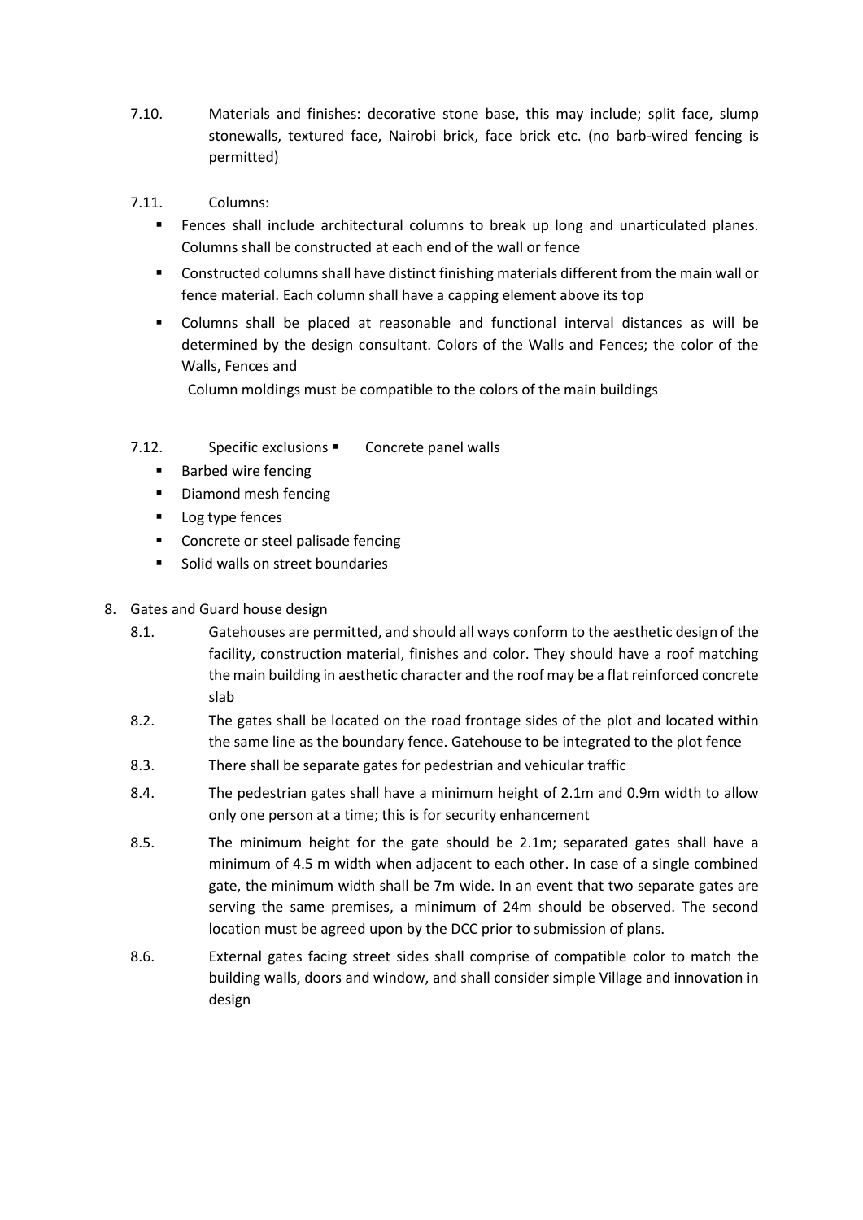7.10. Materials and finishes: decorative stone base, this may include; split face, slump stonewalls, textured face, Nairobi brick, face brick etc. (no barb-wired fencing is permitted)

7.11. Columns:

- Fences shall include architectural columns to break up long and unarticulated planes. Columns shall be constructed at each end of the wall or fence
- Constructed columns shall have distinct finishing materials different from the main wall or fence material. Each column shall have a capping element above its top
- Columns shall be placed at reasonable and functional interval distances as will be determined by the design consultant. Colors of the Walls and Fences; the color of the Walls, Fences and

  Column moldings must be compatible to the colors of the main buildings

7.12. Specific exclusions ▪ Concrete panel walls

- Barbed wire fencing
- Diamond mesh fencing
- Log type fences
- Concrete or steel palisade fencing
- Solid walls on street boundaries

8. Gates and Guard house design

8.1. Gatehouses are permitted, and should all ways conform to the aesthetic design of the facility, construction material, finishes and color. They should have a roof matching the main building in aesthetic character and the roof may be a flat reinforced concrete slab

8.2. The gates shall be located on the road frontage sides of the plot and located within the same line as the boundary fence. Gatehouse to be integrated to the plot fence

8.3. There shall be separate gates for pedestrian and vehicular traffic

8.4. The pedestrian gates shall have a minimum height of 2.1m and 0.9m width to allow only one person at a time; this is for security enhancement

8.5. The minimum height for the gate should be 2.1m; separated gates shall have a minimum of 4.5 m width when adjacent to each other. In case of a single combined gate, the minimum width shall be 7m wide. In an event that two separate gates are serving the same premises, a minimum of 24m should be observed. The second location must be agreed upon by the DCC prior to submission of plans.

8.6. External gates facing street sides shall comprise of compatible color to match the building walls, doors and window, and shall consider simple Village and innovation in design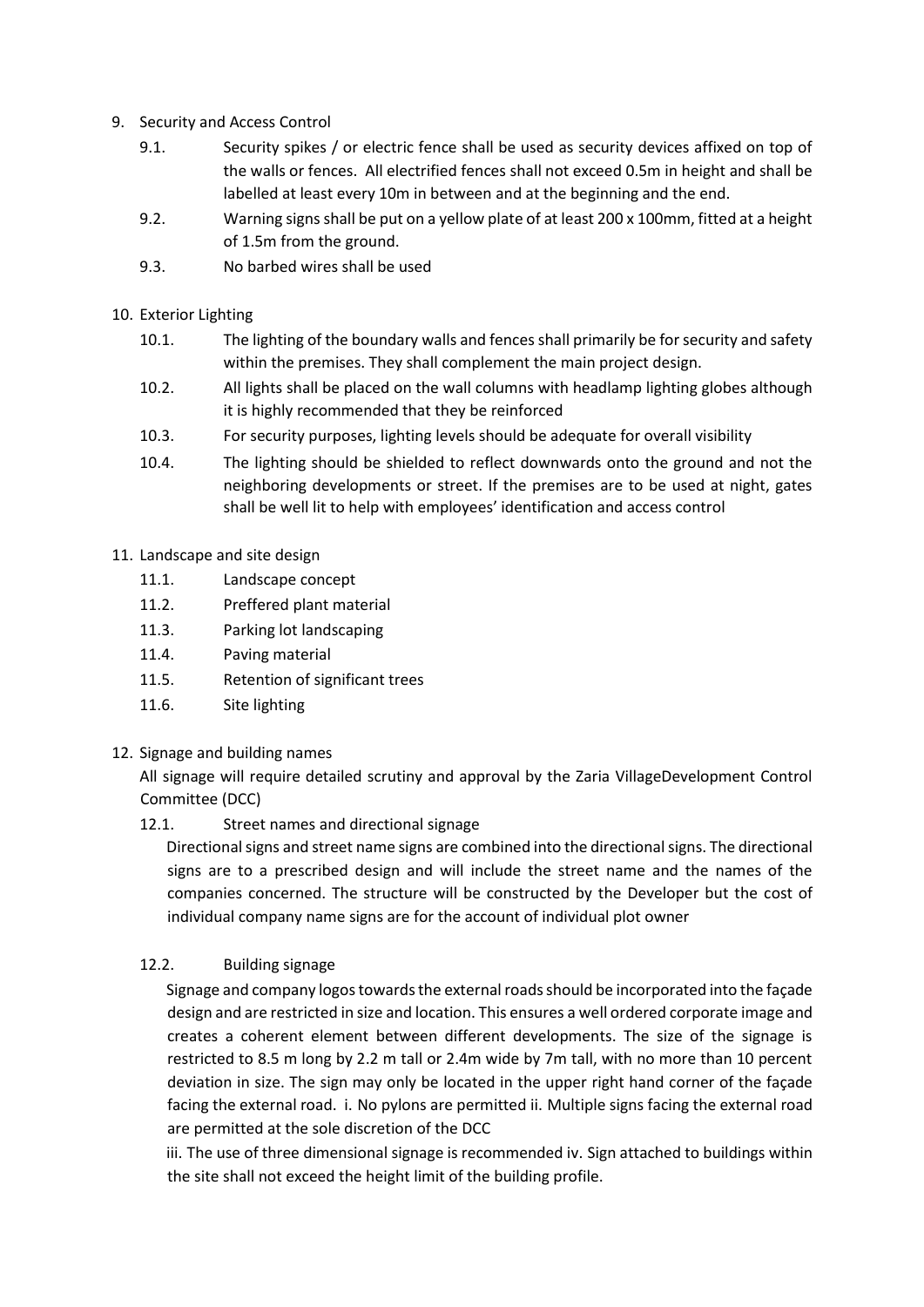9. Security and Access Control

    9.1. Security spikes / or electric fence shall be used as security devices affixed on top of the walls or fences. All electrified fences shall not exceed 0.5m in height and shall be labelled at least every 10m in between and at the beginning and the end.

    9.2. Warning signs shall be put on a yellow plate of at least 200 x 100mm, fitted at a height of 1.5m from the ground.

    9.3. No barbed wires shall be used

10. Exterior Lighting

    10.1. The lighting of the boundary walls and fences shall primarily be for security and safety within the premises. They shall complement the main project design.

    10.2. All lights shall be placed on the wall columns with headlamp lighting globes although it is highly recommended that they be reinforced

    10.3. For security purposes, lighting levels should be adequate for overall visibility

    10.4. The lighting should be shielded to reflect downwards onto the ground and not the neighboring developments or street. If the premises are to be used at night, gates shall be well lit to help with employees' identification and access control

11. Landscape and site design

    11.1. Landscape concept

    11.2. Preffered plant material

    11.3. Parking lot landscaping

    11.4. Paving material

    11.5. Retention of significant trees

    11.6. Site lighting

12. Signage and building names

    All signage will require detailed scrutiny and approval by the Zaria VillageDevelopment Control Committee (DCC)

    12.1. Street names and directional signage

    Directional signs and street name signs are combined into the directional signs. The directional signs are to a prescribed design and will include the street name and the names of the companies concerned. The structure will be constructed by the Developer but the cost of individual company name signs are for the account of individual plot owner

    12.2. Building signage

    Signage and company logos towards the external roads should be incorporated into the façade design and are restricted in size and location. This ensures a well ordered corporate image and creates a coherent element between different developments. The size of the signage is restricted to 8.5 m long by 2.2 m tall or 2.4m wide by 7m tall, with no more than 10 percent deviation in size. The sign may only be located in the upper right hand corner of the façade facing the external road. i. No pylons are permitted ii. Multiple signs facing the external road are permitted at the sole discretion of the DCC

    iii. The use of three dimensional signage is recommended iv. Sign attached to buildings within the site shall not exceed the height limit of the building profile.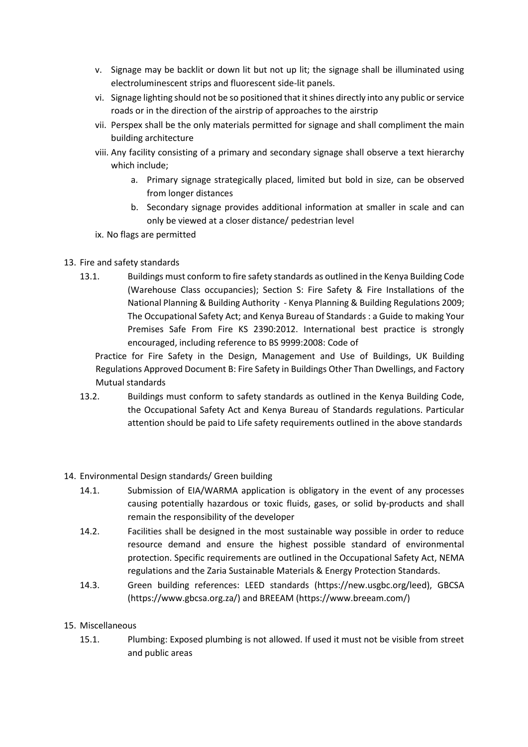v. Signage may be backlit or down lit but not up lit; the signage shall be illuminated using electroluminescent strips and fluorescent side-lit panels.

vi. Signage lighting should not be so positioned that it shines directly into any public or service roads or in the direction of the airstrip of approaches to the airstrip

vii. Perspex shall be the only materials permitted for signage and shall compliment the main building architecture

viii. Any facility consisting of a primary and secondary signage shall observe a text hierarchy which include;

  a. Primary signage strategically placed, limited but bold in size, can be observed from longer distances

  b. Secondary signage provides additional information at smaller in scale and can only be viewed at a closer distance/ pedestrian level

ix. No flags are permitted

13. Fire and safety standards

  13.1. Buildings must conform to fire safety standards as outlined in the Kenya Building Code (Warehouse Class occupancies); Section S: Fire Safety & Fire Installations of the National Planning & Building Authority - Kenya Planning & Building Regulations 2009; The Occupational Safety Act; and Kenya Bureau of Standards : a Guide to making Your Premises Safe From Fire KS 2390:2012. International best practice is strongly encouraged, including reference to BS 9999:2008: Code of Practice for Fire Safety in the Design, Management and Use of Buildings, UK Building Regulations Approved Document B: Fire Safety in Buildings Other Than Dwellings, and Factory Mutual standards

  13.2. Buildings must conform to safety standards as outlined in the Kenya Building Code, the Occupational Safety Act and Kenya Bureau of Standards regulations. Particular attention should be paid to Life safety requirements outlined in the above standards

14. Environmental Design standards/ Green building

  14.1. Submission of EIA/WARMA application is obligatory in the event of any processes causing potentially hazardous or toxic fluids, gases, or solid by-products and shall remain the responsibility of the developer

  14.2. Facilities shall be designed in the most sustainable way possible in order to reduce resource demand and ensure the highest possible standard of environmental protection. Specific requirements are outlined in the Occupational Safety Act, NEMA regulations and the Zaria Sustainable Materials & Energy Protection Standards.

  14.3. Green building references: LEED standards (https://new.usgbc.org/leed), GBCSA (https://www.gbcsa.org.za/) and BREEAM (https://www.breeam.com/)

15. Miscellaneous

  15.1. Plumbing: Exposed plumbing is not allowed. If used it must not be visible from street and public areas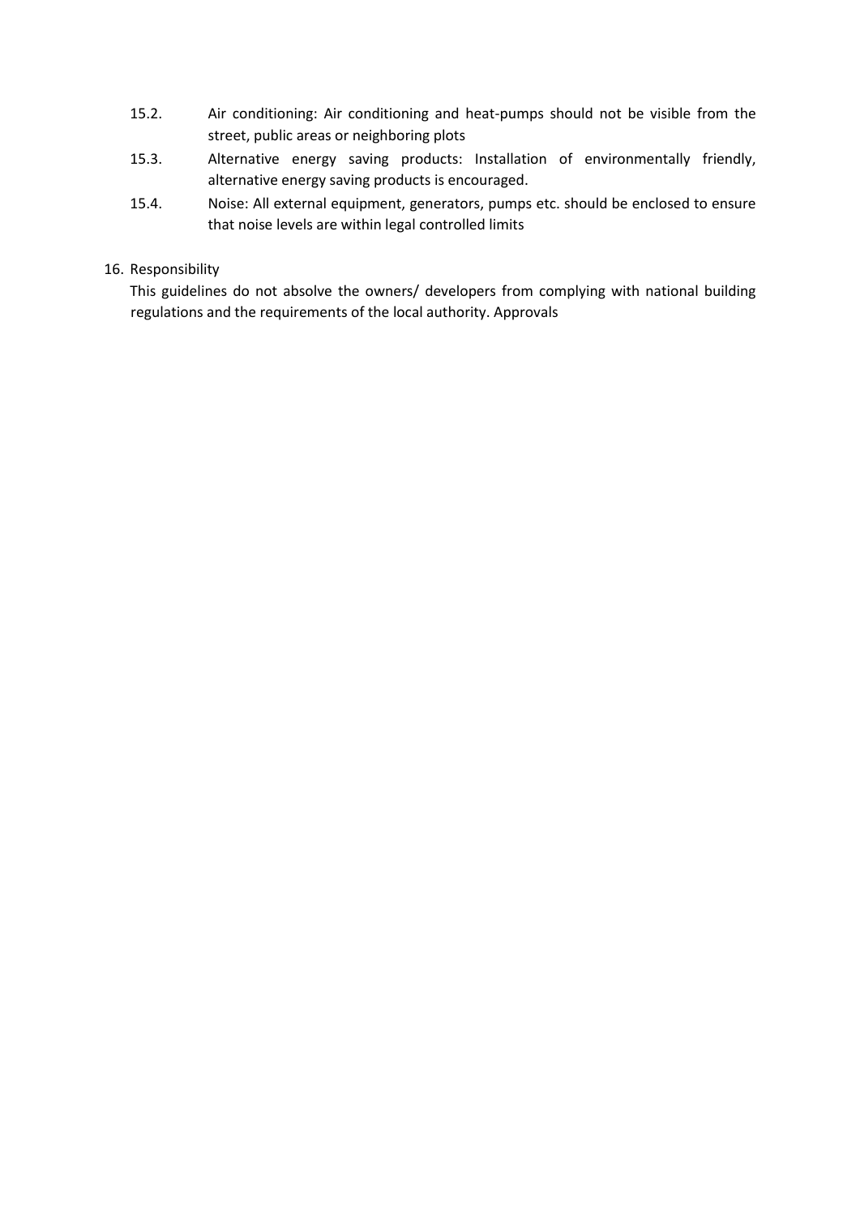15.2. Air conditioning: Air conditioning and heat-pumps should not be visible from the street, public areas or neighboring plots

15.3. Alternative energy saving products: Installation of environmentally friendly, alternative energy saving products is encouraged.

15.4. Noise: All external equipment, generators, pumps etc. should be enclosed to ensure that noise levels are within legal controlled limits

16. Responsibility

This guidelines do not absolve the owners/ developers from complying with national building regulations and the requirements of the local authority. Approvals